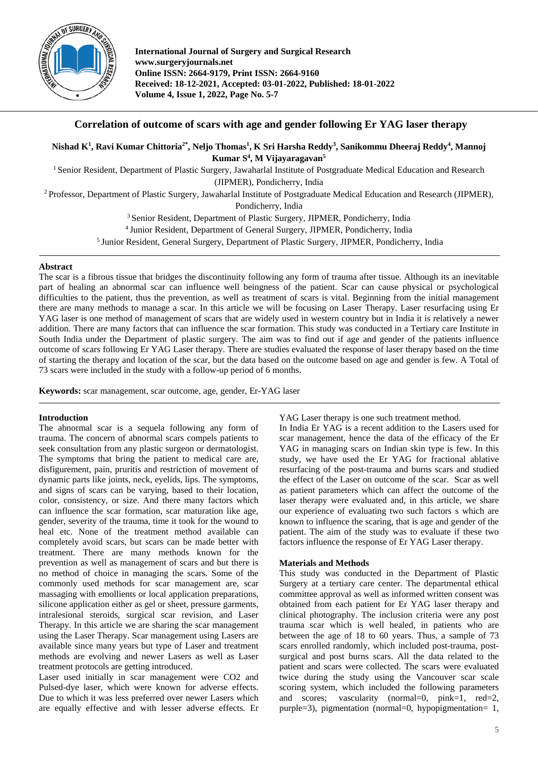# Correlation of outcome of scars with age and gender following Er YAG laser therapy

**Nishad K[1], Ravi Kumar Chittoria[2*], Neljo Thomas[1], K Sri Harsha Reddy[3], Sanikommu Dheeraj Reddy[4], Mannoj Kumar S[4], M Vijayaragavan[5]**

[1] Senior Resident, Department of Plastic Surgery, Jawaharlal Institute of Postgraduate Medical Education and Research (JIPMER), Pondicherry, India

[2] Professor, Department of Plastic Surgery, Jawaharlal Institute of Postgraduate Medical Education and Research (JIPMER), Pondicherry, India

[3] Senior Resident, Department of Plastic Surgery, JIPMER, Pondicherry, India

[4] Junior Resident, Department of General Surgery, JIPMER, Pondicherry, India

[5] Junior Resident, General Surgery, Department of Plastic Surgery, JIPMER, Pondicherry, India

## Abstract

The scar is a fibrous tissue that bridges the discontinuity following any form of trauma after tissue. Although its an inevitable part of healing an abnormal scar can influence well beingness of the patient. Scar can cause physical or psychological difficulties to the patient, thus the prevention, as well as treatment of scars is vital. Beginning from the initial management there are many methods to manage a scar. In this article we will be focusing on Laser Therapy. Laser resurfacing using Er YAG laser is one method of management of scars that are widely used in western country but in India it is relatively a newer addition. There are many factors that can influence the scar formation. This study was conducted in a Tertiary care Institute in South India under the Department of plastic surgery. The aim was to find out if age and gender of the patients influence outcome of scars following Er YAG Laser therapy. There are studies evaluated the response of laser therapy based on the time of starting the therapy and location of the scar, but the data based on the outcome based on age and gender is few. A Total of 73 scars were included in the study with a follow-up period of 6 months.

**Keywords:** scar management, scar outcome, age, gender, Er-YAG laser

## Introduction

The abnormal scar is a sequela following any form of trauma. The concern of abnormal scars compels patients to seek consultation from any plastic surgeon or dermatologist. The symptoms that bring the patient to medical care are, disfigurement, pain, pruritis and restriction of movement of dynamic parts like joints, neck, eyelids, lips. The symptoms, and signs of scars can be varying, based to their location, color, consistency, or size. And there many factors which can influence the scar formation, scar maturation like age, gender, severity of the trauma, time it took for the wound to heal etc. None of the treatment method available can completely avoid scars, but scars can be made better with treatment. There are many methods known for the prevention as well as management of scars and but there is no method of choice in managing the scars. Some of the commonly used methods for scar management are, scar massaging with emollients or local application preparations, silicone application either as gel or sheet, pressure garments, intralesional steroids, surgical scar revision, and Laser Therapy. In this article we are sharing the scar management using the Laser Therapy. Scar management using Lasers are available since many years but type of Laser and treatment methods are evolving and newer Lasers as well as Laser treatment protocols are getting introduced.

Laser used initially in scar management were $CO_2$ and Pulsed-dye laser, which were known for adverse effects. Due to which it was less preferred over newer Lasers which are equally effective and with lesser adverse effects. Er YAG Laser therapy is one such treatment method.

In India Er YAG is a recent addition to the Lasers used for scar management, hence the data of the efficacy of the Er YAG in managing scars on Indian skin type is few. In this study, we have used the Er YAG for fractional ablative resurfacing of the post-trauma and burns scars and studied the effect of the Laser on outcome of the scar. Scar as well as patient parameters which can affect the outcome of the laser therapy were evaluated and, in this article, we share our experience of evaluating two such factors s which are known to influence the scaring, that is age and gender of the patient. The aim of the study was to evaluate if these two factors influence the response of Er YAG Laser therapy.

## Materials and Methods

This study was conducted in the Department of Plastic Surgery at a tertiary care center. The departmental ethical committee approval as well as informed written consent was obtained from each patient for Er YAG laser therapy and clinical photography. The inclusion criteria were any post trauma scar which is well healed, in patients who are between the age of 18 to 60 years. Thus, a sample of 73 scars enrolled randomly, which included post-trauma, post-surgical and post burns scars. All the data related to the patient and scars were collected. The scars were evaluated twice during the study using the Vancouver scar scale scoring system, which included the following parameters and scores; vascularity (normal=0, pink=1, red=2, purple=3), pigmentation (normal=0, hypopigmentation= 1,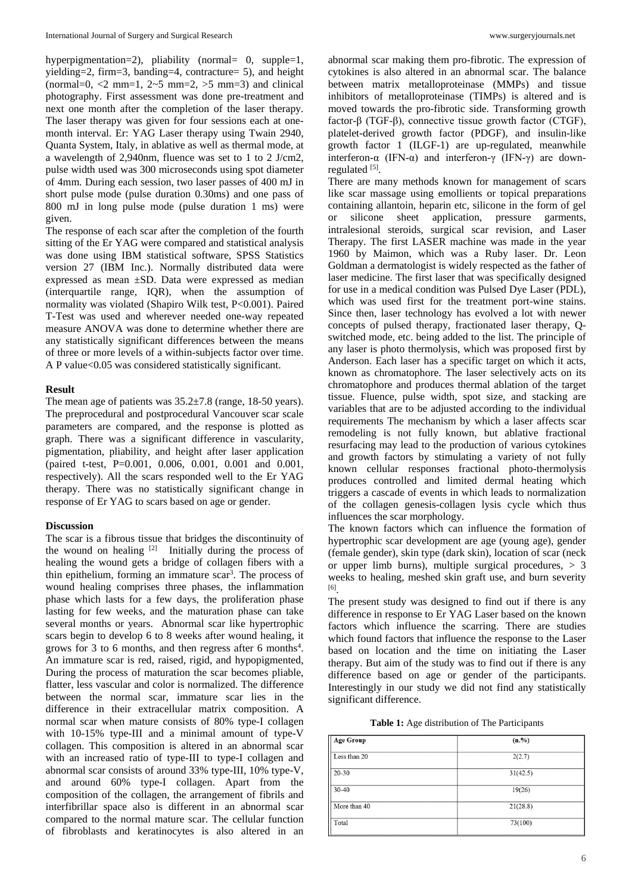hyperpigmentation=2), pliability (normal= 0, supple=1, yielding=2, firm=3, banding=4, contracture= 5), and height (normal=0, <2 mm=1, 2~5 mm=2, >5 mm=3) and clinical photography. First assessment was done pre-treatment and next one month after the completion of the laser therapy. The laser therapy was given for four sessions each at one-month interval. Er: YAG Laser therapy using Twain 2940, Quanta System, Italy, in ablative as well as thermal mode, at a wavelength of 2,940nm, fluence was set to 1 to 2 J/cm2, pulse width used was 300 microseconds using spot diameter of 4mm. During each session, two laser passes of 400 mJ in short pulse mode (pulse duration 0.30ms) and one pass of 800 mJ in long pulse mode (pulse duration 1 ms) were given.

The response of each scar after the completion of the fourth sitting of the Er YAG were compared and statistical analysis was done using IBM statistical software, SPSS Statistics version 27 (IBM Inc.). Normally distributed data were expressed as mean ±SD. Data were expressed as median (interquartile range, IQR), when the assumption of normality was violated (Shapiro Wilk test, P<0.001). Paired T-Test was used and wherever needed one-way repeated measure ANOVA was done to determine whether there are any statistically significant differences between the means of three or more levels of a within-subjects factor over time. A P value<0.05 was considered statistically significant.

### Result

The mean age of patients was 35.2±7.8 (range, 18-50 years). The preprocedural and postprocedural Vancouver scar scale parameters are compared, and the response is plotted as graph. There was a significant difference in vascularity, pigmentation, pliability, and height after laser application (paired t-test, P=0.001, 0.006, 0.001, 0.001 and 0.001, respectively). All the scars responded well to the Er YAG therapy. There was no statistically significant change in response of Er YAG to scars based on age or gender.

### Discussion

The scar is a fibrous tissue that bridges the discontinuity of the wound on healing [2] Initially during the process of healing the wound gets a bridge of collagen fibers with a thin epithelium, forming an immature scar[3]. The process of wound healing comprises three phases, the inflammation phase which lasts for a few days, the proliferation phase lasting for few weeks, and the maturation phase can take several months or years. Abnormal scar like hypertrophic scars begin to develop 6 to 8 weeks after wound healing, it grows for 3 to 6 months, and then regress after 6 months[4]. An immature scar is red, raised, rigid, and hypopigmented, During the process of maturation the scar becomes pliable, flatter, less vascular and color is normalized. The difference between the normal scar, immature scar lies in the difference in their extracellular matrix composition. A normal scar when mature consists of 80% type-I collagen with 10-15% type-III and a minimal amount of type-V collagen. This composition is altered in an abnormal scar with an increased ratio of type-III to type-I collagen and abnormal scar consists of around 33% type-III, 10% type-V, and around 60% type-I collagen. Apart from the composition of the collagen, the arrangement of fibrils and interfibrillar space also is different in an abnormal scar compared to the normal mature scar. The cellular function of fibroblasts and keratinocytes is also altered in an abnormal scar making them pro-fibrotic. The expression of cytokines is also altered in an abnormal scar. The balance between matrix metalloproteinase (MMPs) and tissue inhibitors of metalloproteinase (TIMPs) is altered and is moved towards the pro-fibrotic side. Transforming growth factor-β (TGF-β), connective tissue growth factor (CTGF), platelet-derived growth factor (PDGF), and insulin-like growth factor 1 (ILGF-1) are up-regulated, meanwhile interferon-α (IFN-α) and interferon-γ (IFN-γ) are down-regulated [5].

There are many methods known for management of scars like scar massage using emollients or topical preparations containing allantoin, heparin etc, silicone in the form of gel or silicone sheet application, pressure garments, intralesional steroids, surgical scar revision, and Laser Therapy. The first LASER machine was made in the year 1960 by Maimon, which was a Ruby laser. Dr. Leon Goldman a dermatologist is widely respected as the father of laser medicine. The first laser that was specifically designed for use in a medical condition was Pulsed Dye Laser (PDL), which was used first for the treatment port-wine stains. Since then, laser technology has evolved a lot with newer concepts of pulsed therapy, fractionated laser therapy, Q-switched mode, etc. being added to the list. The principle of any laser is photo thermolysis, which was proposed first by Anderson. Each laser has a specific target on which it acts, known as chromatophore. The laser selectively acts on its chromatophore and produces thermal ablation of the target tissue. Fluence, pulse width, spot size, and stacking are variables that are to be adjusted according to the individual requirements The mechanism by which a laser affects scar remodeling is not fully known, but ablative fractional resurfacing may lead to the production of various cytokines and growth factors by stimulating a variety of not fully known cellular responses fractional photo-thermolysis produces controlled and limited dermal heating which triggers a cascade of events in which leads to normalization of the collagen genesis-collagen lysis cycle which thus influences the scar morphology.

The known factors which can influence the formation of hypertrophic scar development are age (young age), gender (female gender), skin type (dark skin), location of scar (neck or upper limb burns), multiple surgical procedures, > 3 weeks to healing, meshed skin graft use, and burn severity [6].

The present study was designed to find out if there is any difference in response to Er YAG Laser based on the known factors which influence the scarring. There are studies which found factors that influence the response to the Laser based on location and the time on initiating the Laser therapy. But aim of the study was to find out if there is any difference based on age or gender of the participants. Interestingly in our study we did not find any statistically significant difference.

**Table 1:** Age distribution of The Participants

| Age Group | (n.%) |
|---|---|
| Less than 20 | 2(2.7) |
| 20-30 | 31(42.5) |
| 30-40 | 19(26) |
| More than 40 | 21(28.8) |
| Total | 73(100) |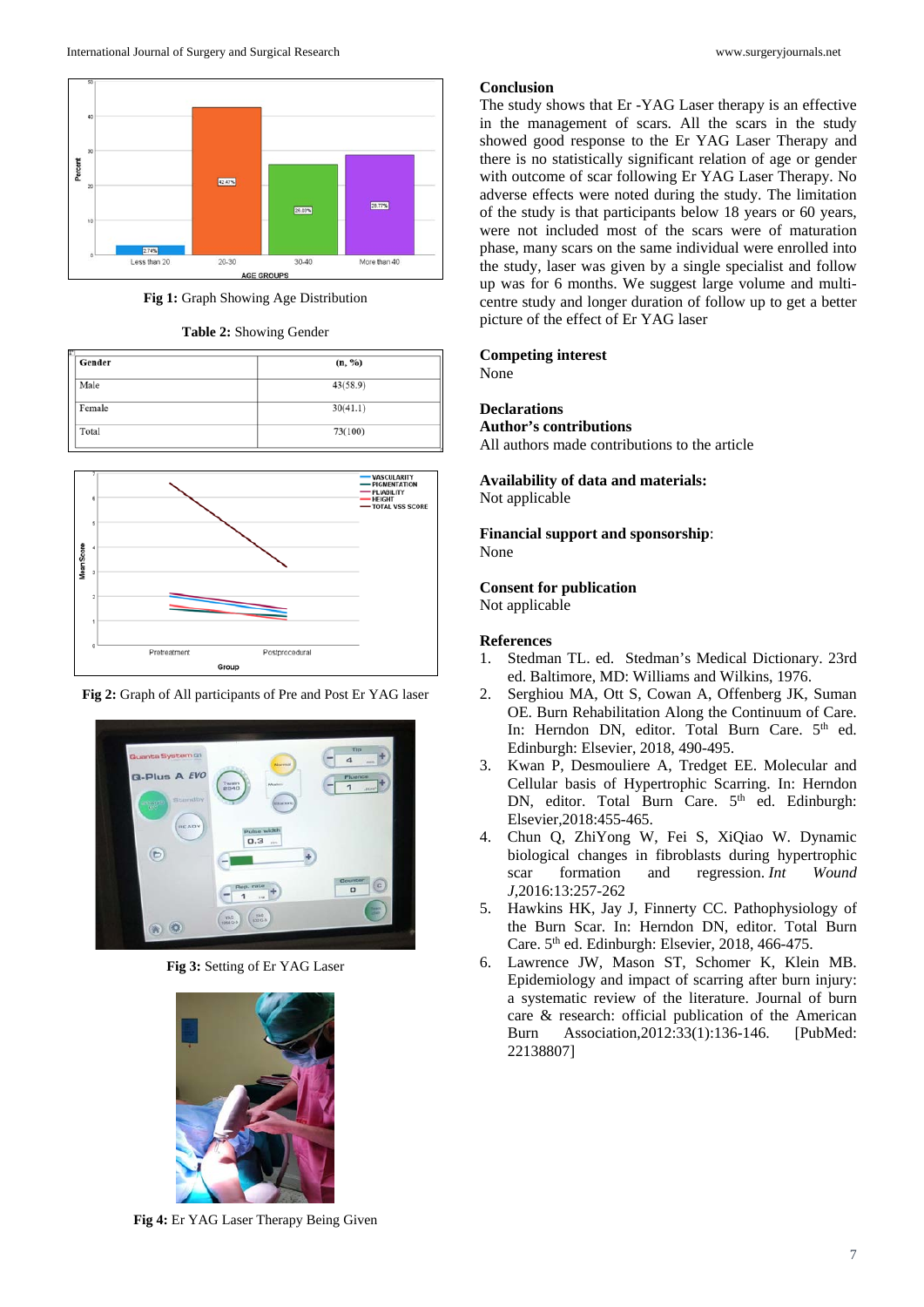Percent
50
40
30
20
10
0
2.74%
42.47%
26.03%
28.77%
Less than 20
20-30
30-40
More than 40
AGE GROUPS

**Fig 1:** Graph Showing Age Distribution

**Table 2:** Showing Gender

| Gender | (n, %) |
|---|---|
| Male | 43(58.9) |
| Female | 30(41.1) |
| Total | 73(100) |

Mean Score
7
6
5
4
3
2
1
0
Pretreatment
Postprocedural
Group
VASCULARITY
PIGMENTATION
PLIABILITY
HEIGHT
TOTAL VSS SCORE

**Fig 2:** Graph of All participants of Pre and Post Er YAG laser

**Fig 3:** Setting of Er YAG Laser

**Fig 4:** Er YAG Laser Therapy Being Given

## Conclusion

The study shows that Er -YAG Laser therapy is an effective in the management of scars. All the scars in the study showed good response to the Er YAG Laser Therapy and there is no statistically significant relation of age or gender with outcome of scar following Er YAG Laser Therapy. No adverse effects were noted during the study. The limitation of the study is that participants below 18 years or 60 years, were not included most of the scars were of maturation phase, many scars on the same individual were enrolled into the study, laser was given by a single specialist and follow up was for 6 months. We suggest large volume and multi-centre study and longer duration of follow up to get a better picture of the effect of Er YAG laser

## Competing interest

None

## Declarations

### Author's contributions

All authors made contributions to the article

### Availability of data and materials:

Not applicable

### Financial support and sponsorship:

None

### Consent for publication

Not applicable

## References

1. Stedman TL. ed. Stedman's Medical Dictionary. 23rd ed. Baltimore, MD: Williams and Wilkins, 1976.
2. Serghiou MA, Ott S, Cowan A, Offenberg JK, Suman OE. Burn Rehabilitation Along the Continuum of Care. In: Herndon DN, editor. Total Burn Care. 5th ed. Edinburgh: Elsevier, 2018, 490-495.
3. Kwan P, Desmouliere A, Tredget EE. Molecular and Cellular basis of Hypertrophic Scarring. In: Herndon DN, editor. Total Burn Care. 5th ed. Edinburgh: Elsevier,2018:455-465.
4. Chun Q, ZhiYong W, Fei S, XiQiao W. Dynamic biological changes in fibroblasts during hypertrophic scar formation and regression. *Int Wound J*,2016:13:257-262
5. Hawkins HK, Jay J, Finnerty CC. Pathophysiology of the Burn Scar. In: Herndon DN, editor. Total Burn Care. 5th ed. Edinburgh: Elsevier, 2018, 466-475.
6. Lawrence JW, Mason ST, Schomer K, Klein MB. Epidemiology and impact of scarring after burn injury: a systematic review of the literature. Journal of burn care & research: official publication of the American Burn Association,2012:33(1):136-146. [PubMed: 22138807]